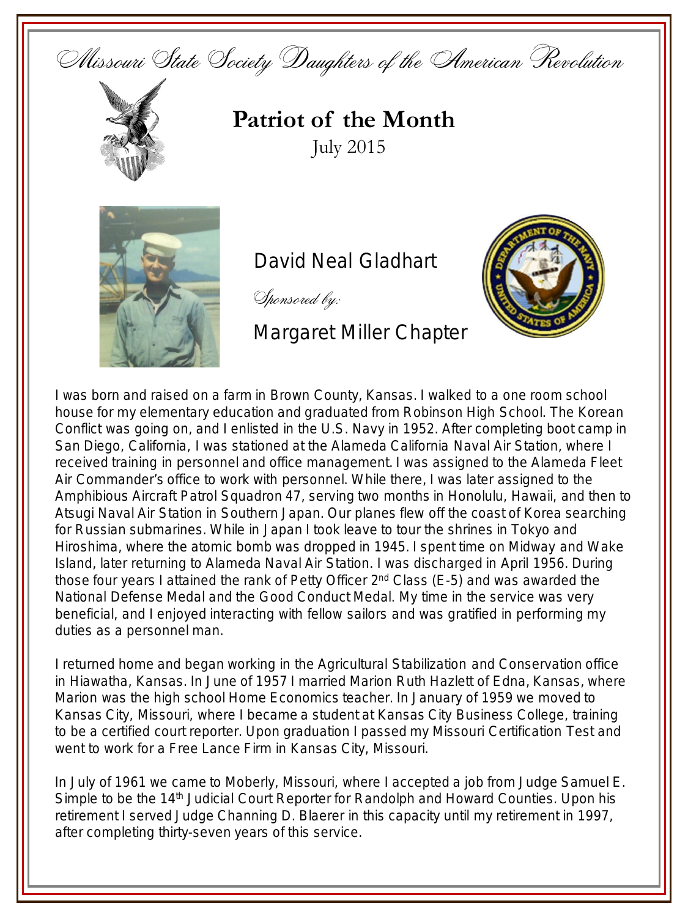Missouri State Society Daughters of the American Revolution

# Patriot of the Month

July 2015

## David Neal Gladhart

*Sponsored by:*

Margaret Miller Chapter

I was born and raised on a farm in Brown County, Kansas. I walked to a one room school house for my elementary education and graduated from Robinson High School. The Korean Conflict was going on, and I enlisted in the U.S. Navy in 1952. After completing boot camp in San Diego, California, I was stationed at the Alameda California Naval Air Station, where I received training in personnel and office management. I was assigned to the Alameda Fleet Air Commander's office to work with personnel. While there, I was later assigned to the Amphibious Aircraft Patrol Squadron 47, serving two months in Honolulu, Hawaii, and then to Atsugi Naval Air Station in Southern Japan. Our planes flew off the coast of Korea searching for Russian submarines. While in Japan I took leave to tour the shrines in Tokyo and Hiroshima, where the atomic bomb was dropped in 1945. I spent time on Midway and Wake Island, later returning to Alameda Naval Air Station. I was discharged in April 1956. During those four years I attained the rank of Petty Officer 2nd Class (E-5) and was awarded the National Defense Medal and the Good Conduct Medal. My time in the service was very beneficial, and I enjoyed interacting with fellow sailors and was gratified in performing my duties as a personnel man.

I returned home and began working in the Agricultural Stabilization and Conservation office in Hiawatha, Kansas. In June of 1957 I married Marion Ruth Hazlett of Edna, Kansas, where Marion was the high school Home Economics teacher. In January of 1959 we moved to Kansas City, Missouri, where I became a student at Kansas City Business College, training to be a certified court reporter. Upon graduation I passed my Missouri Certification Test and went to work for a Free Lance Firm in Kansas City, Missouri.

In July of 1961 we came to Moberly, Missouri, where I accepted a job from Judge Samuel E. Simple to be the 14th Judicial Court Reporter for Randolph and Howard Counties. Upon his retirement I served Judge Channing D. Blaerer in this capacity until my retirement in 1997, after completing thirty-seven years of this service.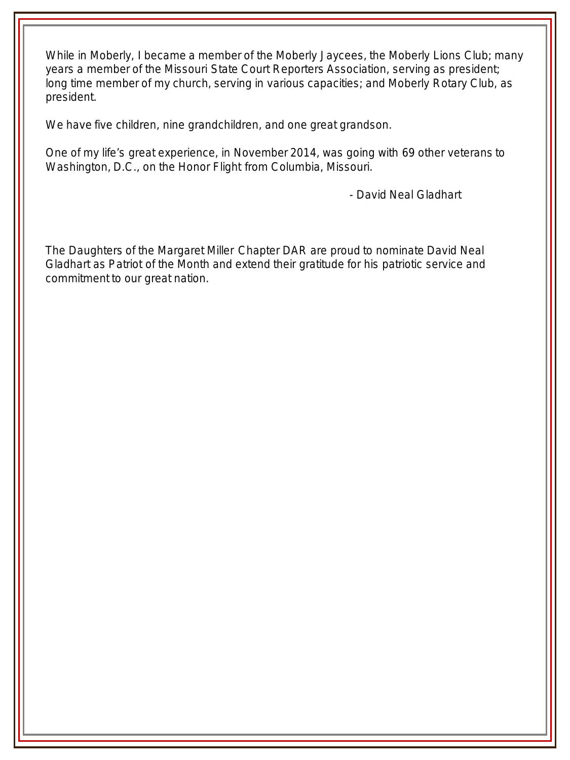While in Moberly, I became a member of the Moberly Jaycees, the Moberly Lions Club; many years a member of the Missouri State Court Reporters Association, serving as president; long time member of my church, serving in various capacities; and Moberly Rotary Club, as president.

We have five children, nine grandchildren, and one great grandson.

One of my life's great experience, in November 2014, was going with 69 other veterans to Washington, D.C., on the Honor Flight from Columbia, Missouri.

- David Neal Gladhart

The Daughters of the Margaret Miller Chapter DAR are proud to nominate David Neal Gladhart as Patriot of the Month and extend their gratitude for his patriotic service and commitment to our great nation.